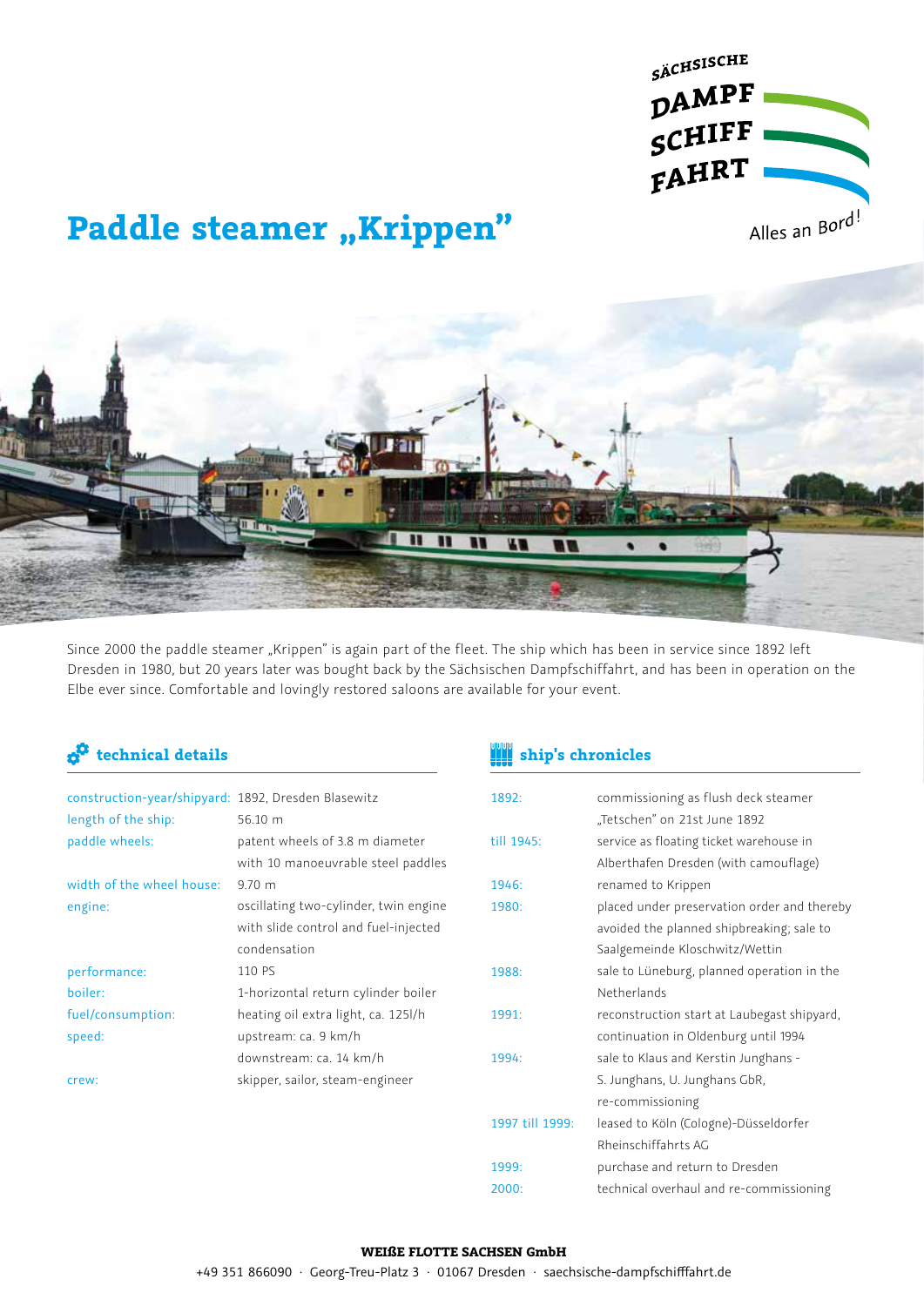SÄCHSISCHE DAMPF SCHIFF FAHRT

Alles an Bord!

# Paddle steamer „Krippen"

Since 2000 the paddle steamer „Krippen" is again part of the fleet. The ship which has been in service since 1892 left Dresden in 1980, but 20 years later was bought back by the Sächsischen Dampfschiffahrt, and has been in operation on the Elbe ever since. Comfortable and lovingly restored saloons are available for your event.

## technical details

| | |
|---|---|
| construction-year/shipyard: | 1892, Dresden Blasewitz |
| length of the ship: | 56.10 m |
| paddle wheels: | patent wheels of 3.8 m diameter with 10 manoeuvrable steel paddles |
| width of the wheel house: | 9.70 m |
| engine: | oscillating two-cylinder, twin engine with slide control and fuel-injected condensation |
| performance: | 110 PS |
| boiler: | 1-horizontal return cylinder boiler |
| fuel/consumption: | heating oil extra light, ca. 125l/h |
| speed: | upstream: ca. 9 km/h<br>downstream: ca. 14 km/h |
| crew: | skipper, sailor, steam-engineer |

## ship's chronicles

| | |
|---|---|
| 1892: | commissioning as flush deck steamer „Tetschen" on 21st June 1892 |
| till 1945: | service as floating ticket warehouse in Alberthafen Dresden (with camouflage) |
| 1946: | renamed to Krippen |
| 1980: | placed under preservation order and thereby avoided the planned shipbreaking; sale to Saalgemeinde Kloschwitz/Wettin |
| 1988: | sale to Lüneburg, planned operation in the Netherlands |
| 1991: | reconstruction start at Laubegast shipyard, continuation in Oldenburg until 1994 |
| 1994: | sale to Klaus and Kerstin Junghans - S. Junghans, U. Junghans GbR, re-commissioning |
| 1997 till 1999: | leased to Köln (Cologne)-Düsseldorfer Rheinschiffahrts AG |
| 1999: | purchase and return to Dresden |
| 2000: | technical overhaul and re-commissioning |

**WEIßE FLOTTE SACHSEN GmbH**

+49 351 866090 · Georg-Treu-Platz 3 · 01067 Dresden · saechsische-dampfschifffahrt.de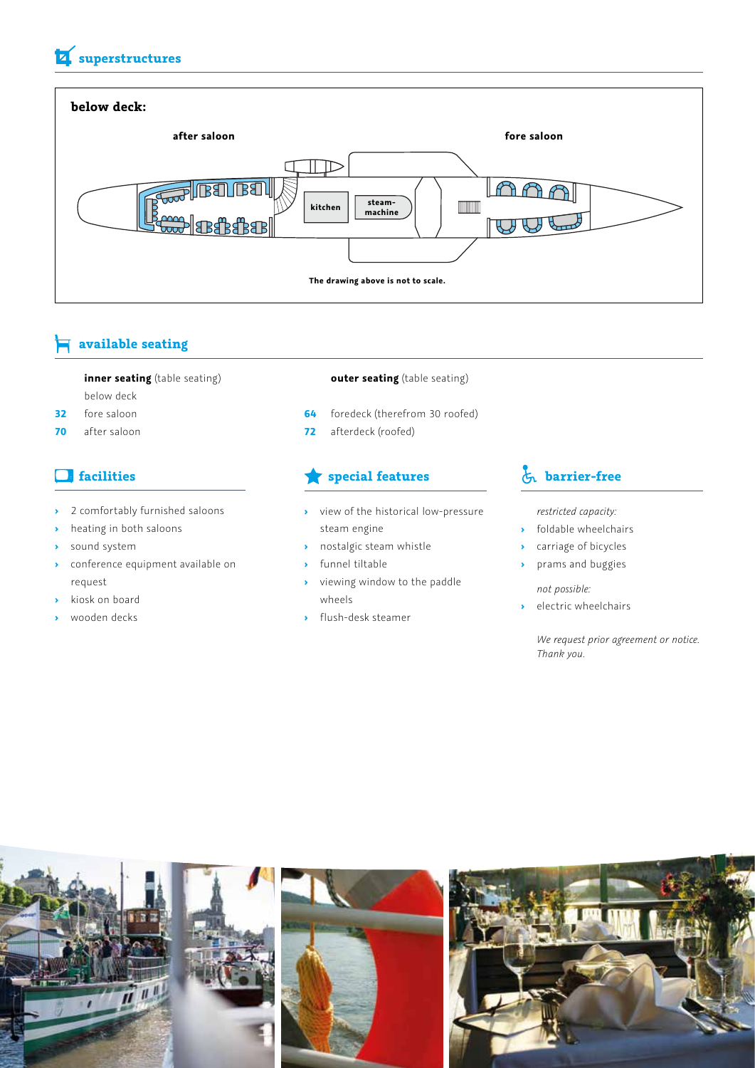## superstructures

**below deck:**

after saloon

fore saloon

kitchen

steam-machine

**The drawing above is not to scale.**

## available seating

**inner seating** (table seating)
below deck

**32** fore saloon
**70** after saloon

**outer seating** (table seating)

**64** foredeck (therefrom 30 roofed)
**72** afterdeck (roofed)

## facilities

- 2 comfortably furnished saloons
- heating in both saloons
- sound system
- conference equipment available on request
- kiosk on board
- wooden decks

## special features

- view of the historical low-pressure steam engine
- nostalgic steam whistle
- funnel tiltable
- viewing window to the paddle wheels
- flush-desk steamer

## barrier-free

*restricted capacity:*

- foldable wheelchairs
- carriage of bicycles
- prams and buggies

*not possible:*

- electric wheelchairs

*We request prior agreement or notice. Thank you.*